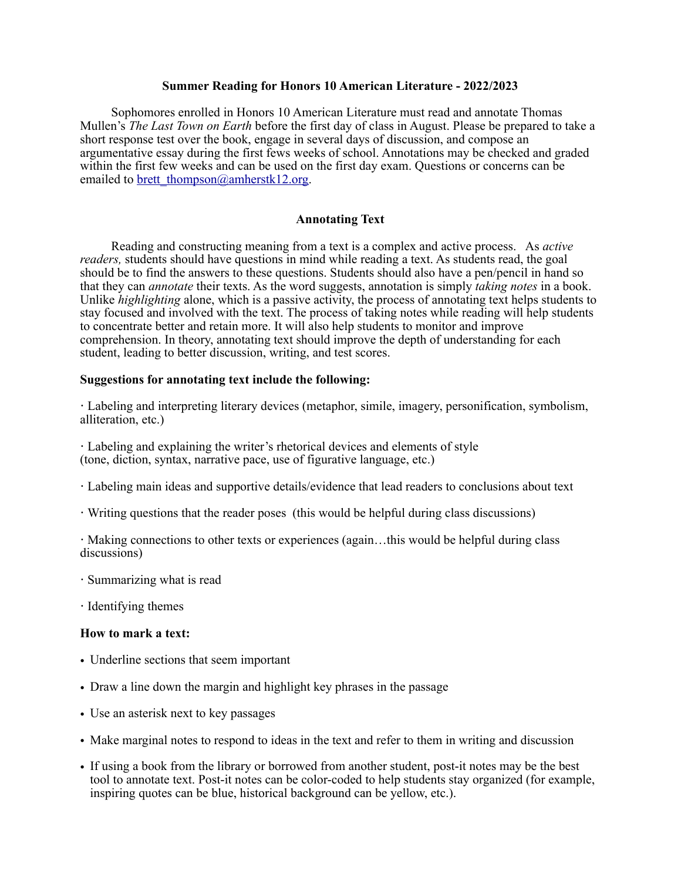## Summer Reading for Honors 10 American Literature - 2022/2023

Sophomores enrolled in Honors 10 American Literature must read and annotate Thomas Mullen's *The Last Town on Earth* before the first day of class in August. Please be prepared to take a short response test over the book, engage in several days of discussion, and compose an argumentative essay during the first fews weeks of school. Annotations may be checked and graded within the first few weeks and can be used on the first day exam. Questions or concerns can be emailed to [brett_thompson@amherstk12.org](mailto:brett_thompson@amherstk12.org).

## Annotating Text

Reading and constructing meaning from a text is a complex and active process. As *active readers,* students should have questions in mind while reading a text. As students read, the goal should be to find the answers to these questions. Students should also have a pen/pencil in hand so that they can *annotate* their texts. As the word suggests, annotation is simply *taking notes* in a book. Unlike *highlighting* alone, which is a passive activity, the process of annotating text helps students to stay focused and involved with the text. The process of taking notes while reading will help students to concentrate better and retain more. It will also help students to monitor and improve comprehension. In theory, annotating text should improve the depth of understanding for each student, leading to better discussion, writing, and test scores.

**Suggestions for annotating text include the following:**

· Labeling and interpreting literary devices (metaphor, simile, imagery, personification, symbolism, alliteration, etc.)

· Labeling and explaining the writer's rhetorical devices and elements of style (tone, diction, syntax, narrative pace, use of figurative language, etc.)

· Labeling main ideas and supportive details/evidence that lead readers to conclusions about text

· Writing questions that the reader poses (this would be helpful during class discussions)

· Making connections to other texts or experiences (again…this would be helpful during class discussions)

· Summarizing what is read

· Identifying themes

**How to mark a text:**

- Underline sections that seem important
- Draw a line down the margin and highlight key phrases in the passage
- Use an asterisk next to key passages
- Make marginal notes to respond to ideas in the text and refer to them in writing and discussion
- If using a book from the library or borrowed from another student, post-it notes may be the best tool to annotate text. Post-it notes can be color-coded to help students stay organized (for example, inspiring quotes can be blue, historical background can be yellow, etc.).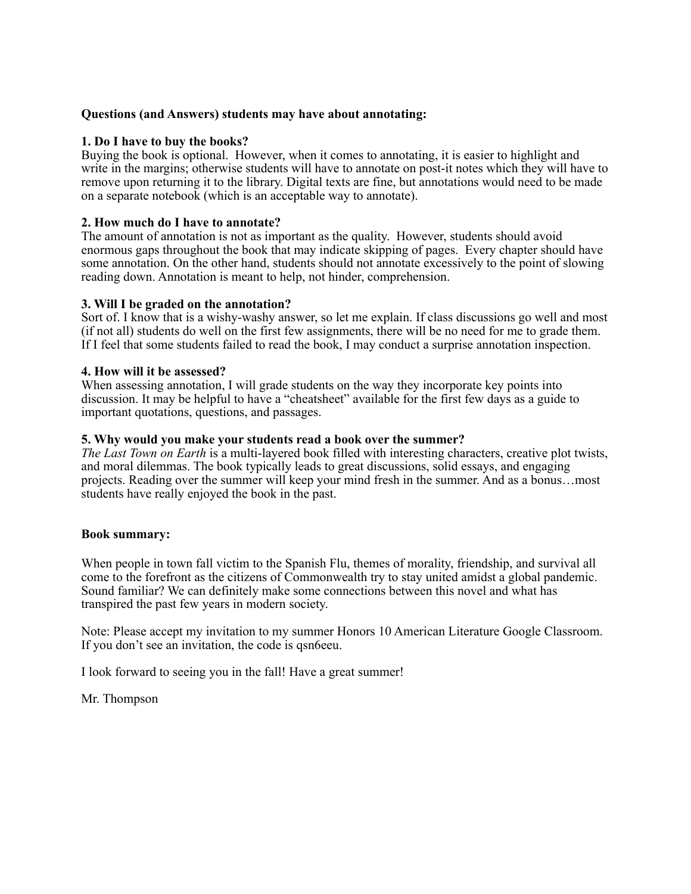**Questions (and Answers) students may have about annotating:**

**1. Do I have to buy the books?**
Buying the book is optional. However, when it comes to annotating, it is easier to highlight and write in the margins; otherwise students will have to annotate on post-it notes which they will have to remove upon returning it to the library. Digital texts are fine, but annotations would need to be made on a separate notebook (which is an acceptable way to annotate).

**2. How much do I have to annotate?**
The amount of annotation is not as important as the quality. However, students should avoid enormous gaps throughout the book that may indicate skipping of pages. Every chapter should have some annotation. On the other hand, students should not annotate excessively to the point of slowing reading down. Annotation is meant to help, not hinder, comprehension.

**3. Will I be graded on the annotation?**
Sort of. I know that is a wishy-washy answer, so let me explain. If class discussions go well and most (if not all) students do well on the first few assignments, there will be no need for me to grade them. If I feel that some students failed to read the book, I may conduct a surprise annotation inspection.

**4. How will it be assessed?**
When assessing annotation, I will grade students on the way they incorporate key points into discussion. It may be helpful to have a "cheatsheet" available for the first few days as a guide to important quotations, questions, and passages.

**5. Why would you make your students read a book over the summer?**
*The Last Town on Earth* is a multi-layered book filled with interesting characters, creative plot twists, and moral dilemmas. The book typically leads to great discussions, solid essays, and engaging projects. Reading over the summer will keep your mind fresh in the summer. And as a bonus…most students have really enjoyed the book in the past.

**Book summary:**

When people in town fall victim to the Spanish Flu, themes of morality, friendship, and survival all come to the forefront as the citizens of Commonwealth try to stay united amidst a global pandemic. Sound familiar? We can definitely make some connections between this novel and what has transpired the past few years in modern society.

Note: Please accept my invitation to my summer Honors 10 American Literature Google Classroom. If you don't see an invitation, the code is qsn6eeu.

I look forward to seeing you in the fall! Have a great summer!

Mr. Thompson